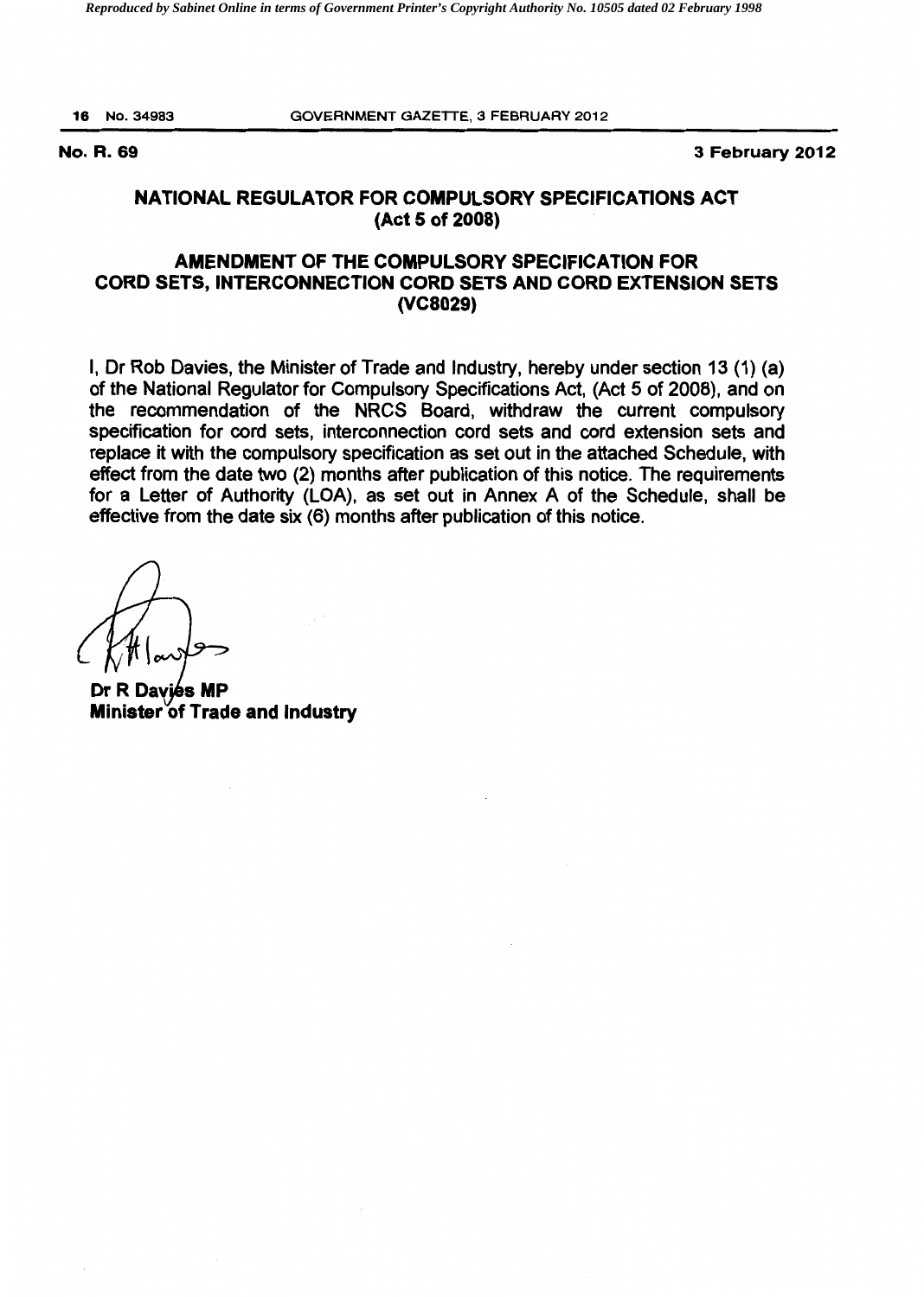**No. R. 69** **3 February 2012**

## NATIONAL REGULATOR FOR COMPULSORY SPECIFICATIONS ACT (Act 5 of 2008)

## AMENDMENT OF THE COMPULSORY SPECIFICATION FOR CORD SETS, INTERCONNECTION CORD SETS AND CORD EXTENSION SETS (VC8029)

I, Dr Rob Davies, the Minister of Trade and Industry, hereby under section 13 (1) (a) of the National Regulator for Compulsory Specifications Act, (Act 5 of 2008), and on the recommendation of the NRCS Board, withdraw the current compulsory specification for cord sets, interconnection cord sets and cord extension sets and replace it with the compulsory specification as set out in the attached Schedule, with effect from the date two (2) months after publication of this notice. The requirements for a Letter of Authority (LOA), as set out in Annex A of the Schedule, shall be effective from the date six (6) months after publication of this notice.

**Dr R Davies MP**
**Minister of Trade and Industry**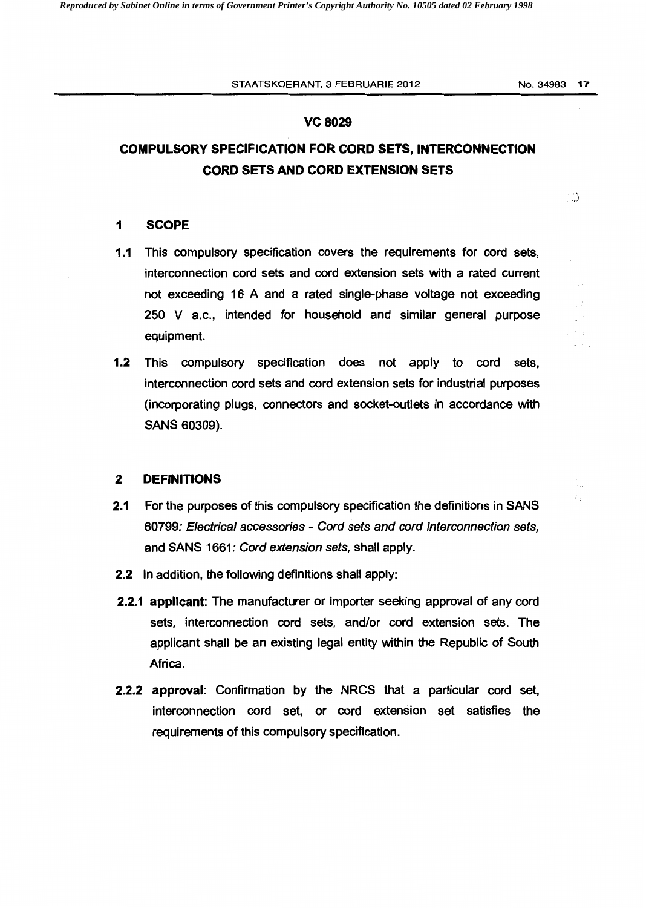# VC 8029

# COMPULSORY SPECIFICATION FOR CORD SETS, INTERCONNECTION CORD SETS AND CORD EXTENSION SETS

## 1 SCOPE

**1.1** This compulsory specification covers the requirements for cord sets, interconnection cord sets and cord extension sets with a rated current not exceeding 16 A and a rated single-phase voltage not exceeding 250 V a.c., intended for household and similar general purpose equipment.

**1.2** This compulsory specification does not apply to cord sets, interconnection cord sets and cord extension sets for industrial purposes (incorporating plugs, connectors and socket-outlets in accordance with SANS 60309).

## 2 DEFINITIONS

**2.1** For the purposes of this compulsory specification the definitions in SANS 60799: *Electrical accessories - Cord sets and cord interconnection sets*, and SANS 1661: *Cord extension sets*, shall apply.

**2.2** In addition, the following definitions shall apply:

**2.2.1 applicant**: The manufacturer or importer seeking approval of any cord sets, interconnection cord sets, and/or cord extension sets. The applicant shall be an existing legal entity within the Republic of South Africa.

**2.2.2 approval**: Confirmation by the NRCS that a particular cord set, interconnection cord set, or cord extension set satisfies the requirements of this compulsory specification.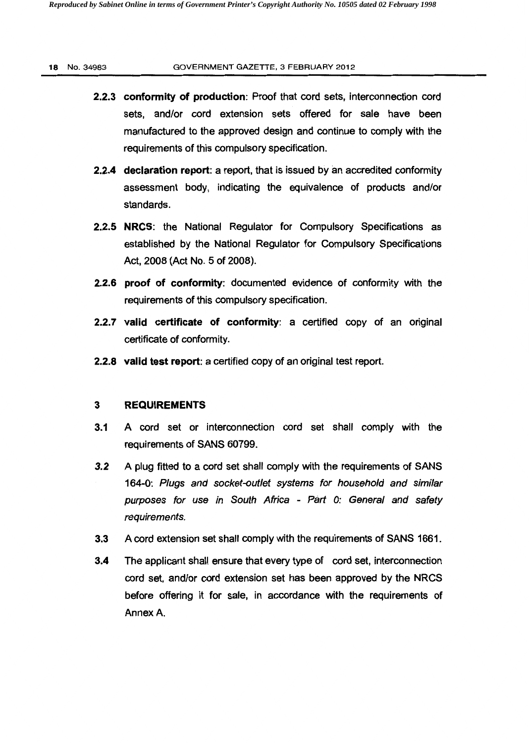**2.2.3 conformity of production**: Proof that cord sets, interconnection cord sets, and/or cord extension sets offered for sale have been manufactured to the approved design and continue to comply with the requirements of this compulsory specification.

**2.2.4 declaration report**: a report, that is issued by an accredited conformity assessment body, indicating the equivalence of products and/or standards.

**2.2.5 NRCS**: the National Regulator for Compulsory Specifications as established by the National Regulator for Compulsory Specifications Act, 2008 (Act No. 5 of 2008).

**2.2.6 proof of conformity**: documented evidence of conformity with the requirements of this compulsory specification.

**2.2.7 valid certificate of conformity**: a certified copy of an original certificate of conformity.

**2.2.8 valid test report**: a certified copy of an original test report.

## 3 REQUIREMENTS

**3.1** A cord set or interconnection cord set shall comply with the requirements of SANS 60799.

**3.2** A plug fitted to a cord set shall comply with the requirements of SANS 164-0: *Plugs and socket-outlet systems for household and similar purposes for use in South Africa - Part 0: General and safety requirements.*

**3.3** A cord extension set shall comply with the requirements of SANS 1661.

**3.4** The applicant shall ensure that every type of cord set, interconnection cord set, and/or cord extension set has been approved by the NRCS before offering it for sale, in accordance with the requirements of Annex A.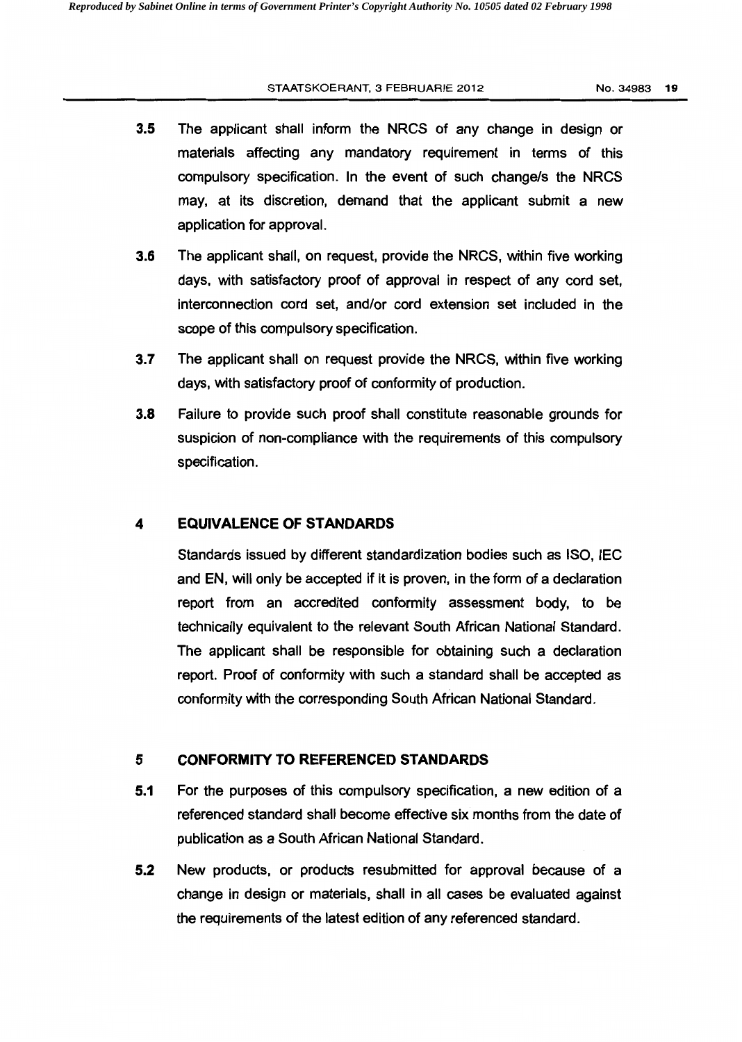**3.5** The applicant shall inform the NRCS of any change in design or materials affecting any mandatory requirement in terms of this compulsory specification. In the event of such change/s the NRCS may, at its discretion, demand that the applicant submit a new application for approval.

**3.6** The applicant shall, on request, provide the NRCS, within five working days, with satisfactory proof of approval in respect of any cord set, interconnection cord set, and/or cord extension set included in the scope of this compulsory specification.

**3.7** The applicant shall on request provide the NRCS, within five working days, with satisfactory proof of conformity of production.

**3.8** Failure to provide such proof shall constitute reasonable grounds for suspicion of non-compliance with the requirements of this compulsory specification.

## 4 EQUIVALENCE OF STANDARDS

Standards issued by different standardization bodies such as ISO, IEC and EN, will only be accepted if it is proven, in the form of a declaration report from an accredited conformity assessment body, to be technically equivalent to the relevant South African National Standard. The applicant shall be responsible for obtaining such a declaration report. Proof of conformity with such a standard shall be accepted as conformity with the corresponding South African National Standard.

## 5 CONFORMITY TO REFERENCED STANDARDS

**5.1** For the purposes of this compulsory specification, a new edition of a referenced standard shall become effective six months from the date of publication as a South African National Standard.

**5.2** New products, or products resubmitted for approval because of a change in design or materials, shall in all cases be evaluated against the requirements of the latest edition of any referenced standard.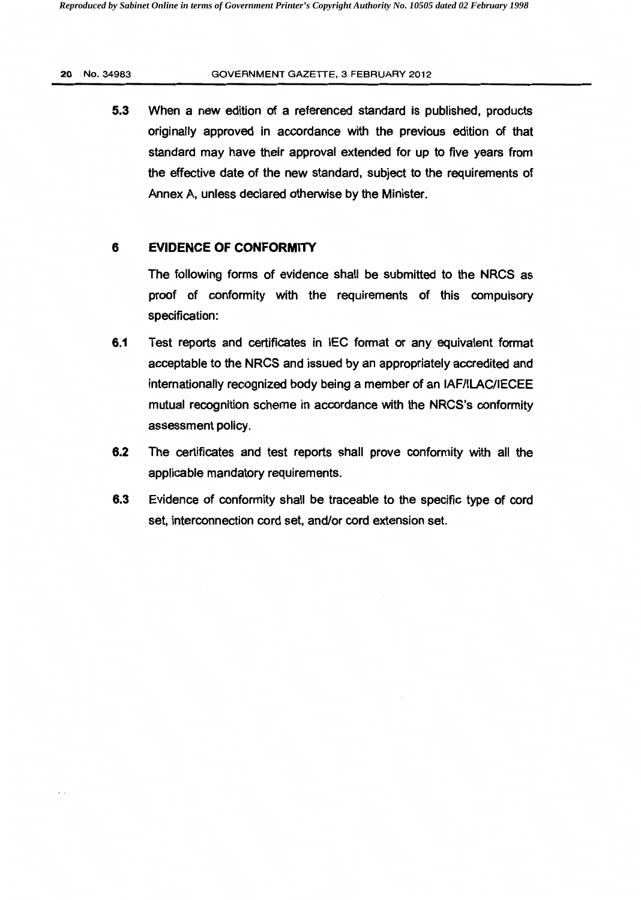**5.3** When a new edition of a referenced standard is published, products originally approved in accordance with the previous edition of that standard may have their approval extended for up to five years from the effective date of the new standard, subject to the requirements of Annex A, unless declared otherwise by the Minister.

## 6 EVIDENCE OF CONFORMITY

The following forms of evidence shall be submitted to the NRCS as proof of conformity with the requirements of this compulsory specification:

**6.1** Test reports and certificates in IEC format or any equivalent format acceptable to the NRCS and issued by an appropriately accredited and internationally recognized body being a member of an IAF/ILAC/IECEE mutual recognition scheme in accordance with the NRCS's conformity assessment policy.

**6.2** The certificates and test reports shall prove conformity with all the applicable mandatory requirements.

**6.3** Evidence of conformity shall be traceable to the specific type of cord set, interconnection cord set, and/or cord extension set.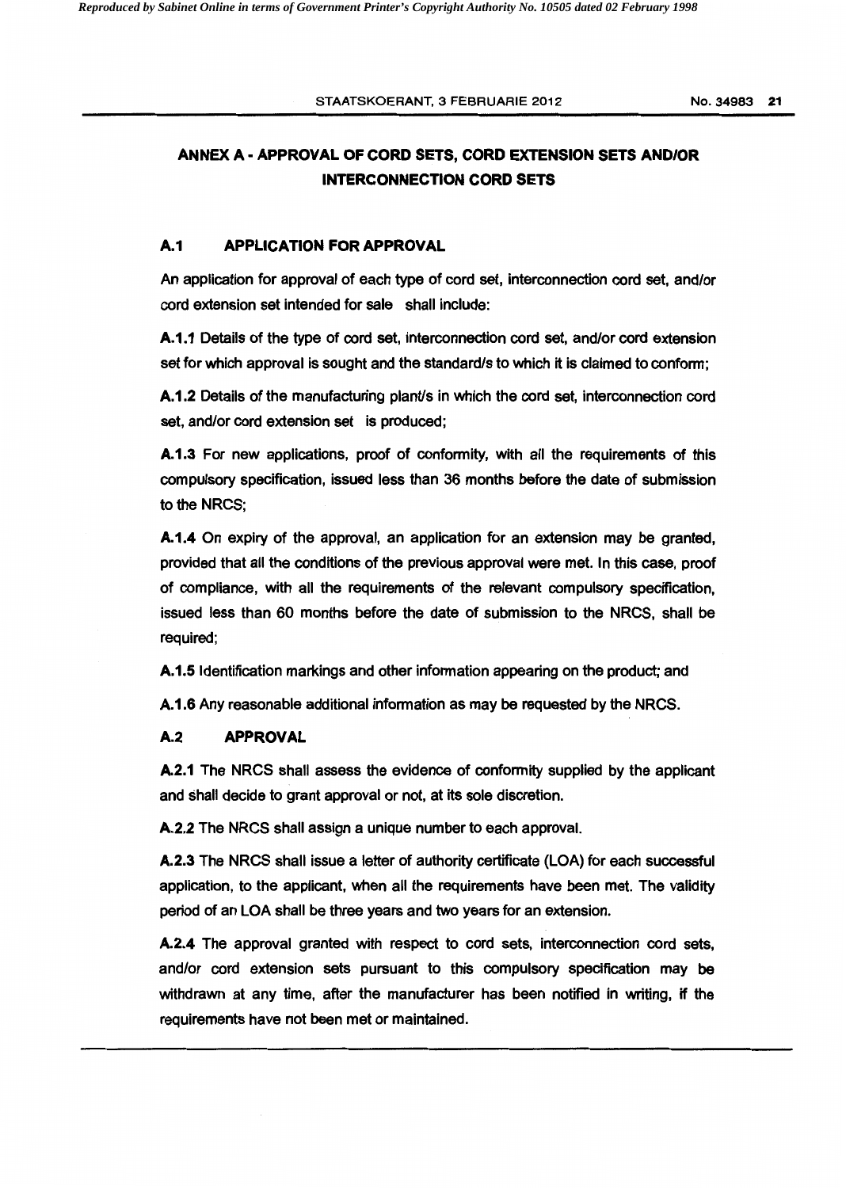# ANNEX A - APPROVAL OF CORD SETS, CORD EXTENSION SETS AND/OR INTERCONNECTION CORD SETS

## A.1 APPLICATION FOR APPROVAL

An application for approval of each type of cord set, interconnection cord set, and/or cord extension set intended for sale shall include:

**A.1.1** Details of the type of cord set, interconnection cord set, and/or cord extension set for which approval is sought and the standard/s to which it is claimed to conform;

**A.1.2** Details of the manufacturing plant/s in which the cord set, interconnection cord set, and/or cord extension set is produced;

**A.1.3** For new applications, proof of conformity, with all the requirements of this compulsory specification, issued less than 36 months before the date of submission to the NRCS;

**A.1.4** On expiry of the approval, an application for an extension may be granted, provided that all the conditions of the previous approval were met. In this case, proof of compliance, with all the requirements of the relevant compulsory specification, issued less than 60 months before the date of submission to the NRCS, shall be required;

**A.1.5** Identification markings and other information appearing on the product; and

**A.1.6** Any reasonable additional information as may be requested by the NRCS.

## A.2 APPROVAL

**A.2.1** The NRCS shall assess the evidence of conformity supplied by the applicant and shall decide to grant approval or not, at its sole discretion.

**A.2.2** The NRCS shall assign a unique number to each approval.

**A.2.3** The NRCS shall issue a letter of authority certificate (LOA) for each successful application, to the applicant, when all the requirements have been met. The validity period of an LOA shall be three years and two years for an extension.

**A.2.4** The approval granted with respect to cord sets, interconnection cord sets, and/or cord extension sets pursuant to this compulsory specification may be withdrawn at any time, after the manufacturer has been notified in writing, if the requirements have not been met or maintained.